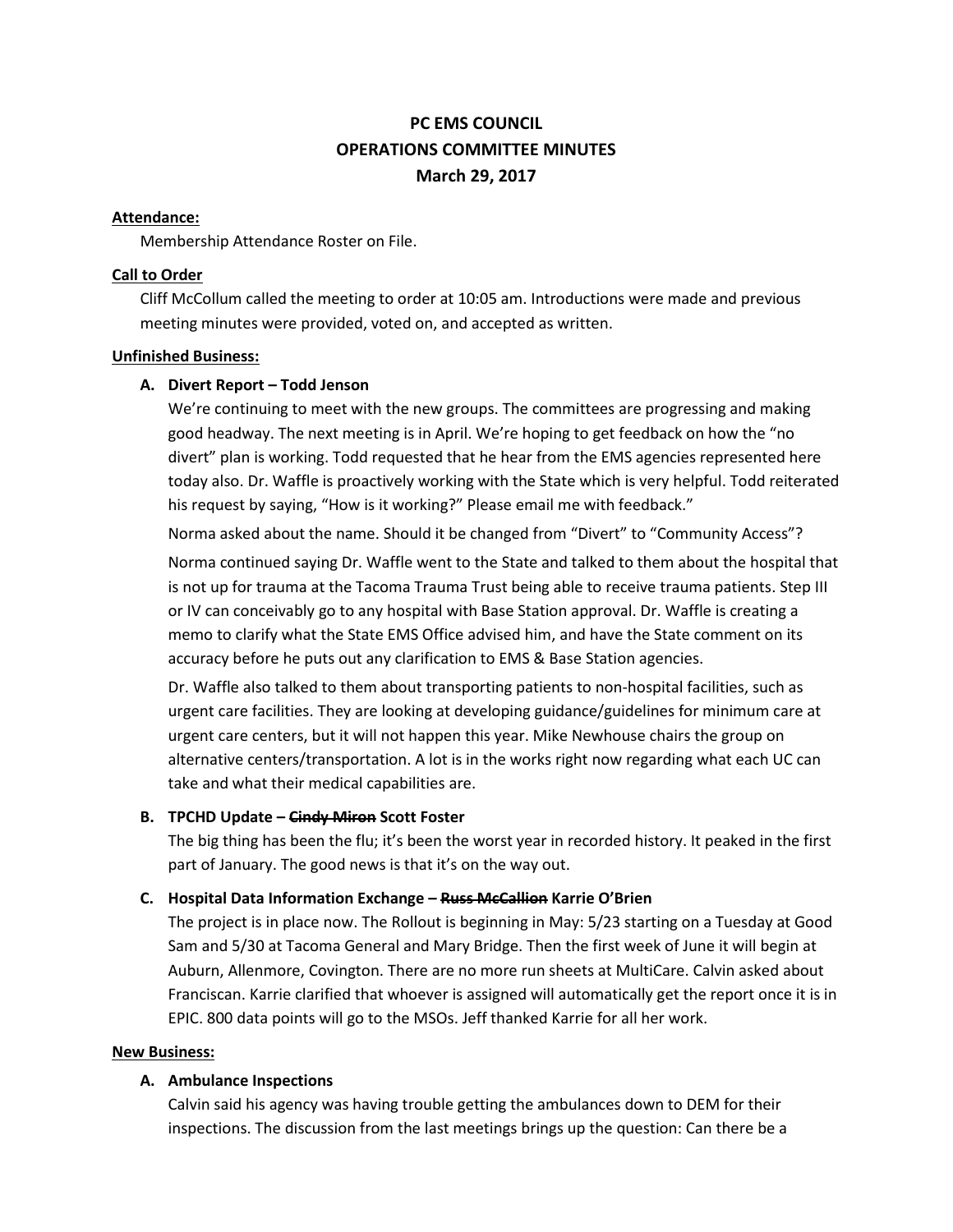# PC EMS COUNCIL
# OPERATIONS COMMITTEE MINUTES
# March 29, 2017

**Attendance:**

Membership Attendance Roster on File.

**Call to Order**

Cliff McCollum called the meeting to order at 10:05 am. Introductions were made and previous meeting minutes were provided, voted on, and accepted as written.

**Unfinished Business:**

**A. Divert Report – Todd Jenson**

We're continuing to meet with the new groups. The committees are progressing and making good headway. The next meeting is in April. We're hoping to get feedback on how the "no divert" plan is working. Todd requested that he hear from the EMS agencies represented here today also. Dr. Waffle is proactively working with the State which is very helpful. Todd reiterated his request by saying, "How is it working?" Please email me with feedback."

Norma asked about the name. Should it be changed from "Divert" to "Community Access"?

Norma continued saying Dr. Waffle went to the State and talked to them about the hospital that is not up for trauma at the Tacoma Trauma Trust being able to receive trauma patients. Step III or IV can conceivably go to any hospital with Base Station approval. Dr. Waffle is creating a memo to clarify what the State EMS Office advised him, and have the State comment on its accuracy before he puts out any clarification to EMS & Base Station agencies.

Dr. Waffle also talked to them about transporting patients to non-hospital facilities, such as urgent care facilities. They are looking at developing guidance/guidelines for minimum care at urgent care centers, but it will not happen this year. Mike Newhouse chairs the group on alternative centers/transportation. A lot is in the works right now regarding what each UC can take and what their medical capabilities are.

**B. TPCHD Update – ~~Cindy Miron~~ Scott Foster**

The big thing has been the flu; it's been the worst year in recorded history. It peaked in the first part of January. The good news is that it's on the way out.

**C. Hospital Data Information Exchange – ~~Russ McCallion~~ Karrie O'Brien**

The project is in place now. The Rollout is beginning in May: 5/23 starting on a Tuesday at Good Sam and 5/30 at Tacoma General and Mary Bridge. Then the first week of June it will begin at Auburn, Allenmore, Covington. There are no more run sheets at MultiCare. Calvin asked about Franciscan. Karrie clarified that whoever is assigned will automatically get the report once it is in EPIC. 800 data points will go to the MSOs. Jeff thanked Karrie for all her work.

**New Business:**

**A. Ambulance Inspections**

Calvin said his agency was having trouble getting the ambulances down to DEM for their inspections. The discussion from the last meetings brings up the question: Can there be a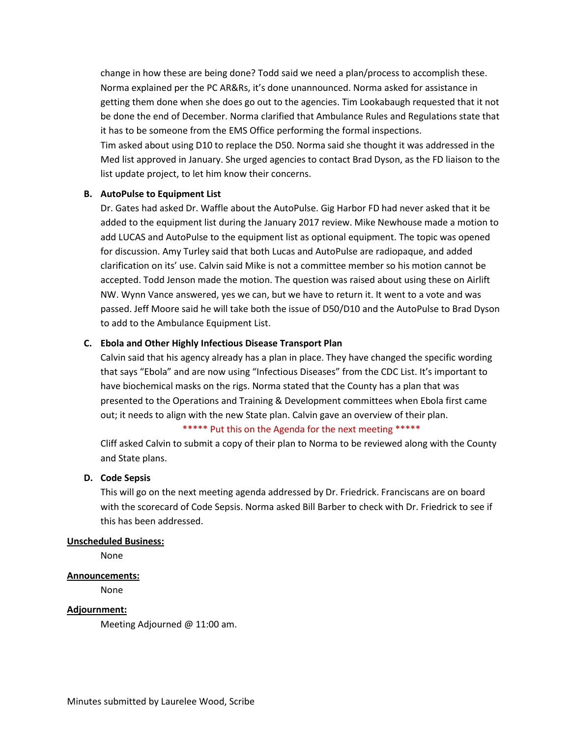change in how these are being done? Todd said we need a plan/process to accomplish these. Norma explained per the PC AR&Rs, it's done unannounced. Norma asked for assistance in getting them done when she does go out to the agencies. Tim Lookabaugh requested that it not be done the end of December. Norma clarified that Ambulance Rules and Regulations state that it has to be someone from the EMS Office performing the formal inspections.
Tim asked about using D10 to replace the D50. Norma said she thought it was addressed in the Med list approved in January. She urged agencies to contact Brad Dyson, as the FD liaison to the list update project, to let him know their concerns.

**B. AutoPulse to Equipment List**

Dr. Gates had asked Dr. Waffle about the AutoPulse. Gig Harbor FD had never asked that it be added to the equipment list during the January 2017 review. Mike Newhouse made a motion to add LUCAS and AutoPulse to the equipment list as optional equipment. The topic was opened for discussion. Amy Turley said that both Lucas and AutoPulse are radiopaque, and added clarification on its' use. Calvin said Mike is not a committee member so his motion cannot be accepted. Todd Jenson made the motion. The question was raised about using these on Airlift NW. Wynn Vance answered, yes we can, but we have to return it. It went to a vote and was passed. Jeff Moore said he will take both the issue of D50/D10 and the AutoPulse to Brad Dyson to add to the Ambulance Equipment List.

**C. Ebola and Other Highly Infectious Disease Transport Plan**

Calvin said that his agency already has a plan in place. They have changed the specific wording that says "Ebola" and are now using "Infectious Diseases" from the CDC List. It's important to have biochemical masks on the rigs. Norma stated that the County has a plan that was presented to the Operations and Training & Development committees when Ebola first came out; it needs to align with the new State plan. Calvin gave an overview of their plan.

***** Put this on the Agenda for the next meeting *****

Cliff asked Calvin to submit a copy of their plan to Norma to be reviewed along with the County and State plans.

**D. Code Sepsis**

This will go on the next meeting agenda addressed by Dr. Friedrick. Franciscans are on board with the scorecard of Code Sepsis. Norma asked Bill Barber to check with Dr. Friedrick to see if this has been addressed.

**Unscheduled Business:**

None

**Announcements:**

None

**Adjournment:**

Meeting Adjourned @ 11:00 am.

Minutes submitted by Laurelee Wood, Scribe